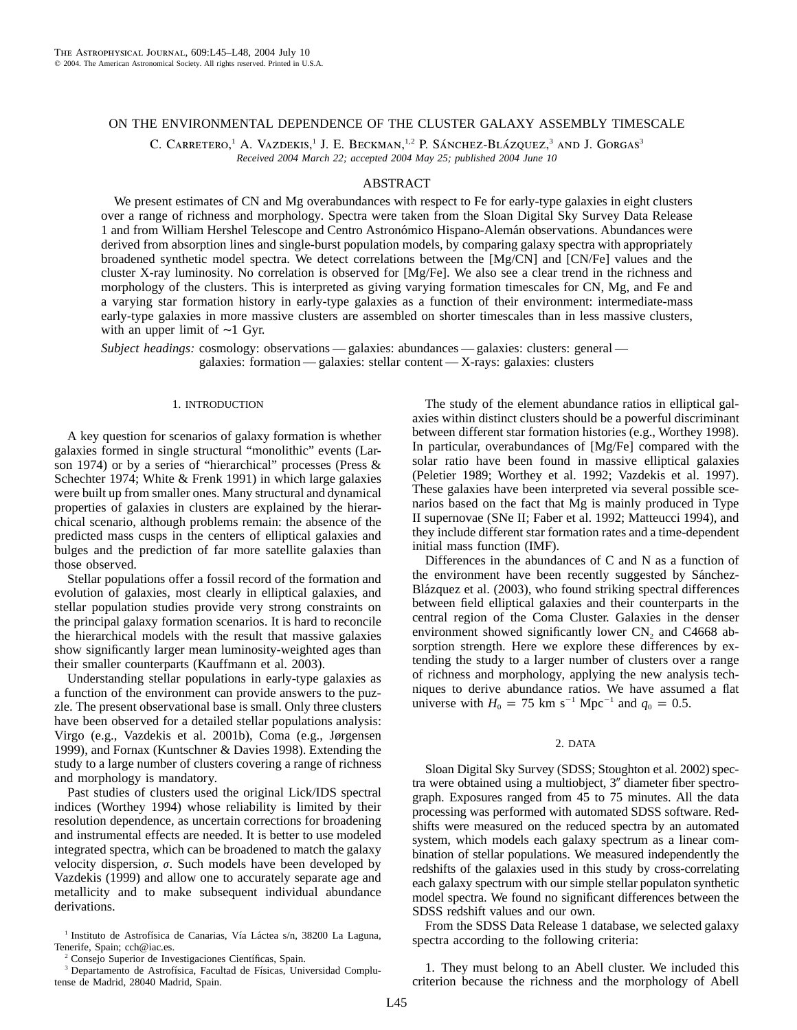# ON THE ENVIRONMENTAL DEPENDENCE OF THE CLUSTER GALAXY ASSEMBLY TIMESCALE

C. Carretero,[1] A. Vazdekis,[1] J. E. Beckman,[1,2] P. Sánchez-Blázquez,[3] and J. Gorgas[3]

*Received 2004 March 22; accepted 2004 May 25; published 2004 June 10*

## ABSTRACT

We present estimates of CN and Mg overabundances with respect to Fe for early-type galaxies in eight clusters over a range of richness and morphology. Spectra were taken from the Sloan Digital Sky Survey Data Release 1 and from William Hershel Telescope and Centro Astronómico Hispano-Alemán observations. Abundances were derived from absorption lines and single-burst population models, by comparing galaxy spectra with appropriately broadened synthetic model spectra. We detect correlations between the [Mg/CN] and [CN/Fe] values and the cluster X-ray luminosity. No correlation is observed for [Mg/Fe]. We also see a clear trend in the richness and morphology of the clusters. This is interpreted as giving varying formation timescales for CN, Mg, and Fe and a varying star formation history in early-type galaxies as a function of their environment: intermediate-mass early-type galaxies in more massive clusters are assembled on shorter timescales than in less massive clusters, with an upper limit of ∼1 Gyr.

*Subject headings:* cosmology: observations — galaxies: abundances — galaxies: clusters: general — galaxies: formation — galaxies: stellar content — X-rays: galaxies: clusters

## 1. INTRODUCTION

A key question for scenarios of galaxy formation is whether galaxies formed in single structural "monolithic" events (Larson 1974) or by a series of "hierarchical" processes (Press & Schechter 1974; White & Frenk 1991) in which large galaxies were built up from smaller ones. Many structural and dynamical properties of galaxies in clusters are explained by the hierarchical scenario, although problems remain: the absence of the predicted mass cusps in the centers of elliptical galaxies and bulges and the prediction of far more satellite galaxies than those observed.

Stellar populations offer a fossil record of the formation and evolution of galaxies, most clearly in elliptical galaxies, and stellar population studies provide very strong constraints on the principal galaxy formation scenarios. It is hard to reconcile the hierarchical models with the result that massive galaxies show significantly larger mean luminosity-weighted ages than their smaller counterparts (Kauffmann et al. 2003).

Understanding stellar populations in early-type galaxies as a function of the environment can provide answers to the puzzle. The present observational base is small. Only three clusters have been observed for a detailed stellar populations analysis: Virgo (e.g., Vazdekis et al. 2001b), Coma (e.g., Jørgensen 1999), and Fornax (Kuntschner & Davies 1998). Extending the study to a large number of clusters covering a range of richness and morphology is mandatory.

Past studies of clusters used the original Lick/IDS spectral indices (Worthey 1994) whose reliability is limited by their resolution dependence, as uncertain corrections for broadening and instrumental effects are needed. It is better to use modeled integrated spectra, which can be broadened to match the galaxy velocity dispersion, $\sigma$. Such models have been developed by Vazdekis (1999) and allow one to accurately separate age and metallicity and to make subsequent individual abundance derivations.

The study of the element abundance ratios in elliptical galaxies within distinct clusters should be a powerful discriminant between different star formation histories (e.g., Worthey 1998). In particular, overabundances of [Mg/Fe] compared with the solar ratio have been found in massive elliptical galaxies (Peletier 1989; Worthey et al. 1992; Vazdekis et al. 1997). These galaxies have been interpreted via several possible scenarios based on the fact that Mg is mainly produced in Type II supernovae (SNe II; Faber et al. 1992; Matteucci 1994), and they include different star formation rates and a time-dependent initial mass function (IMF).

Differences in the abundances of C and N as a function of the environment have been recently suggested by Sánchez-Blázquez et al. (2003), who found striking spectral differences between field elliptical galaxies and their counterparts in the central region of the Coma Cluster. Galaxies in the denser environment showed significantly lower $CN_2$ and C4668 absorption strength. Here we explore these differences by extending the study to a larger number of clusters over a range of richness and morphology, applying the new analysis techniques to derive abundance ratios. We have assumed a flat universe with $H_0 = 75$ km s$^{-1}$ Mpc$^{-1}$ and $q_0 = 0.5$.

## 2. DATA

Sloan Digital Sky Survey (SDSS; Stoughton et al. 2002) spectra were obtained using a multiobject, 3″ diameter fiber spectrograph. Exposures ranged from 45 to 75 minutes. All the data processing was performed with automated SDSS software. Redshifts were measured on the reduced spectra by an automated system, which models each galaxy spectrum as a linear combination of stellar populations. We measured independently the redshifts of the galaxies used in this study by cross-correlating each galaxy spectrum with our simple stellar populaton synthetic model spectra. We found no significant differences between the SDSS redshift values and our own.

From the SDSS Data Release 1 database, we selected galaxy spectra according to the following criteria:

1. They must belong to an Abell cluster. We included this criterion because the richness and the morphology of Abell

---

[1] Instituto de Astrofísica de Canarias, Vía Láctea s/n, 38200 La Laguna, Tenerife, Spain; cch@iac.es.

[2] Consejo Superior de Investigaciones Científicas, Spain.

[3] Departamento de Astrofísica, Facultad de Físicas, Universidad Complutense de Madrid, 28040 Madrid, Spain.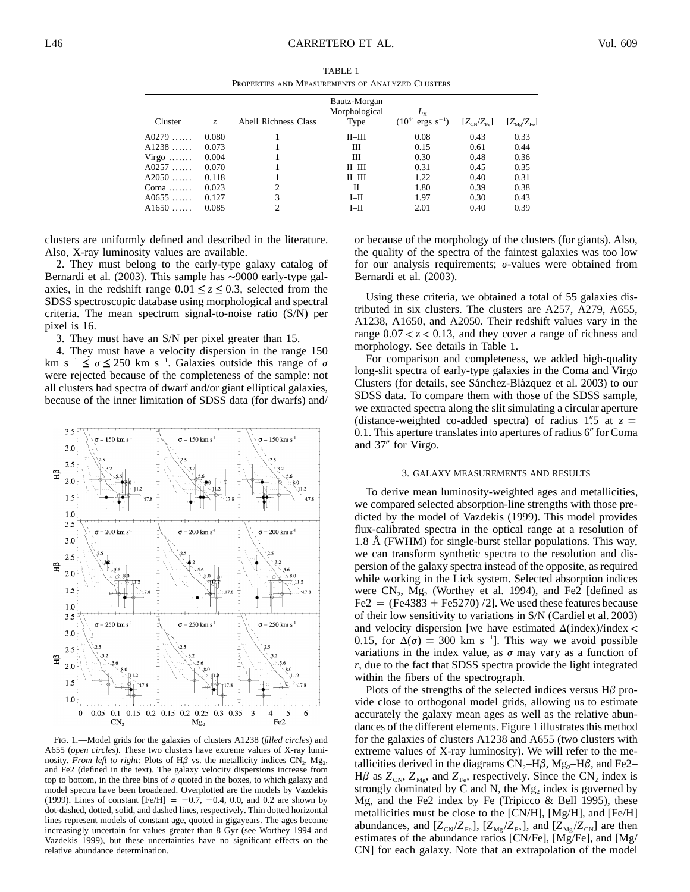TABLE 1

Properties and Measurements of Analyzed Clusters

| Cluster | $z$ | Abell Richness Class | Bautz-Morgan Morphological Type | $L_X$ ($10^{44}$ ergs s$^{-1}$) | $[Z_{CN}/Z_{Fe}]$ | $[Z_{Mg}/Z_{Fe}]$ |
|---|---|---|---|---|---|---|
| A0279 ...... | 0.080 | 1 | II–III | 0.08 | 0.43 | 0.33 |
| A1238 ...... | 0.073 | 1 | III | 0.15 | 0.61 | 0.44 |
| Virgo ....... | 0.004 | 1 | III | 0.30 | 0.48 | 0.36 |
| A0257 ...... | 0.070 | 1 | II–III | 0.31 | 0.45 | 0.35 |
| A2050 ...... | 0.118 | 1 | II–III | 1.22 | 0.40 | 0.31 |
| Coma ....... | 0.023 | 2 | II | 1.80 | 0.39 | 0.38 |
| A0655 ...... | 0.127 | 3 | I–II | 1.97 | 0.30 | 0.43 |
| A1650 ...... | 0.085 | 2 | I–II | 2.01 | 0.40 | 0.39 |

clusters are uniformly defined and described in the literature. Also, X-ray luminosity values are available.

2. They must belong to the early-type galaxy catalog of Bernardi et al. (2003). This sample has ∼9000 early-type galaxies, in the redshift range $0.01 \lesssim z \lesssim 0.3$, selected from the SDSS spectroscopic database using morphological and spectral criteria. The mean spectrum signal-to-noise ratio (S/N) per pixel is 16.

3. They must have an S/N per pixel greater than 15.

4. They must have a velocity dispersion in the range 150 km s$^{-1}$ $\leq \sigma \leq$ 250 km s$^{-1}$. Galaxies outside this range of $\sigma$ were rejected because of the completeness of the sample: not all clusters had spectra of dwarf and/or giant elliptical galaxies, because of the inner limitation of SDSS data (for dwarfs) and/or because of the morphology of the clusters (for giants). Also, the quality of the spectra of the faintest galaxies was too low for our analysis requirements; $\sigma$-values were obtained from Bernardi et al. (2003).

Using these criteria, we obtained a total of 55 galaxies distributed in six clusters. The clusters are A257, A279, A655, A1238, A1650, and A2050. Their redshift values vary in the range $0.07 < z < 0.13$, and they cover a range of richness and morphology. See details in Table 1.

For comparison and completeness, we added high-quality long-slit spectra of early-type galaxies in the Coma and Virgo Clusters (for details, see Sánchez-Blázquez et al. 2003) to our SDSS data. To compare them with those of the SDSS sample, we extracted spectra along the slit simulating a circular aperture (distance-weighted co-added spectra) of radius 1″.5 at $z = 0.1$. This aperture translates into apertures of radius 6″ for Coma and 37″ for Virgo.

Fig. 1.—Model grids for the galaxies of clusters A1238 (*filled circles*) and A655 (*open circles*). These two clusters have extreme values of X-ray luminosity. *From left to right:* Plots of H$\beta$ vs. the metallicity indices $CN_2$, $Mg_2$, and Fe2 (defined in the text). The galaxy velocity dispersions increase from top to bottom, in the three bins of $\sigma$ quoted in the boxes, to which galaxy and model spectra have been broadened. Overplotted are the models by Vazdekis (1999). Lines of constant [Fe/H] = −0.7, −0.4, 0.0, and 0.2 are shown by dot-dashed, dotted, solid, and dashed lines, respectively. Thin dotted horizontal lines represent models of constant age, quoted in gigayears. The ages become increasingly uncertain for values greater than 8 Gyr (see Worthey 1994 and Vazdekis 1999), but these uncertainties have no significant effects on the relative abundance determination.

## 3. GALAXY MEASUREMENTS AND RESULTS

To derive mean luminosity-weighted ages and metallicities, we compared selected absorption-line strengths with those predicted by the model of Vazdekis (1999). This model provides flux-calibrated spectra in the optical range at a resolution of 1.8 Å (FWHM) for single-burst stellar populations. This way, we can transform synthetic spectra to the resolution and dispersion of the galaxy spectra instead of the opposite, as required while working in the Lick system. Selected absorption indices were $CN_2$, $Mg_2$ (Worthey et al. 1994), and Fe2 [defined as Fe2 = (Fe4383 + Fe5270) /2]. We used these features because of their low sensitivity to variations in S/N (Cardiel et al. 2003) and velocity dispersion [we have estimated $\Delta$(index)/index < 0.15, for $\Delta(\sigma) = 300$ km s$^{-1}$]. This way we avoid possible variations in the index value, as $\sigma$ may vary as a function of $r$, due to the fact that SDSS spectra provide the light integrated within the fibers of the spectrograph.

Plots of the strengths of the selected indices versus H$\beta$ provide close to orthogonal model grids, allowing us to estimate accurately the galaxy mean ages as well as the relative abundances of the different elements. Figure 1 illustrates this method for the galaxies of clusters A1238 and A655 (two clusters with extreme values of X-ray luminosity). We will refer to the metallicities derived in the diagrams $CN_2$–H$\beta$, $Mg_2$–H$\beta$, and Fe2–H$\beta$ as $Z_{CN}$, $Z_{Mg}$, and $Z_{Fe}$, respectively. Since the $CN_2$ index is strongly dominated by C and N, the $Mg_2$ index is governed by Mg, and the Fe2 index by Fe (Tripicco & Bell 1995), these metallicities must be close to the [CN/H], [Mg/H], and [Fe/H] abundances, and $[Z_{CN}/Z_{Fe}]$, $[Z_{Mg}/Z_{Fe}]$, and $[Z_{Mg}/Z_{CN}]$ are then estimates of the abundance ratios [CN/Fe], [Mg/Fe], and [Mg/CN] for each galaxy. Note that an extrapolation of the model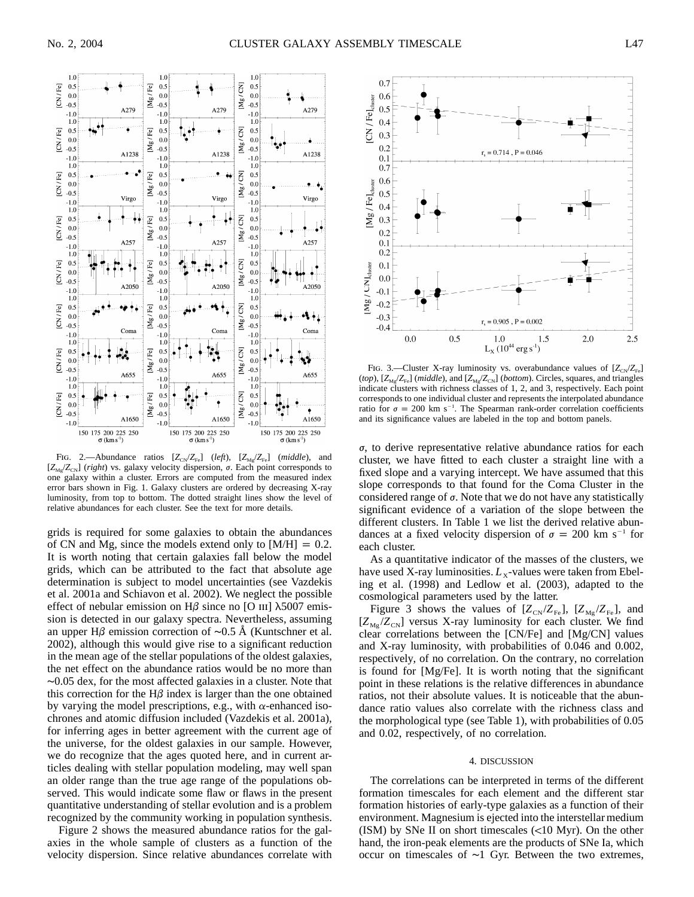FIG. 2.—Abundance ratios [$Z_{CN}/Z_{Fe}$] (*left*), [$Z_{Mg}/Z_{Fe}$] (*middle*), and [$Z_{Mg}/Z_{CN}$] (*right*) vs. galaxy velocity dispersion, $\sigma$. Each point corresponds to one galaxy within a cluster. Errors are computed from the measured index error bars shown in Fig. 1. Galaxy clusters are ordered by decreasing X-ray luminosity, from top to bottom. The dotted straight lines show the level of relative abundances for each cluster. See the text for more details.

grids is required for some galaxies to obtain the abundances of CN and Mg, since the models extend only to [M/H] = 0.2. It is worth noting that certain galaxies fall below the model grids, which can be attributed to the fact that absolute age determination is subject to model uncertainties (see Vazdekis et al. 2001a and Schiavon et al. 2002). We neglect the possible effect of nebular emission on H$\beta$ since no [O III] $\lambda$5007 emission is detected in our galaxy spectra. Nevertheless, assuming an upper H$\beta$ emission correction of ~0.5 Å (Kuntschner et al. 2002), although this would give rise to a significant reduction in the mean age of the stellar populations of the oldest galaxies, the net effect on the abundance ratios would be no more than ~0.05 dex, for the most affected galaxies in a cluster. Note that this correction for the H$\beta$ index is larger than the one obtained by varying the model prescriptions, e.g., with $\alpha$-enhanced isochrones and atomic diffusion included (Vazdekis et al. 2001a), for inferring ages in better agreement with the current age of the universe, for the oldest galaxies in our sample. However, we do recognize that the ages quoted here, and in current articles dealing with stellar population modeling, may well span an older range than the true age range of the populations observed. This would indicate some flaw or flaws in the present quantitative understanding of stellar evolution and is a problem recognized by the community working in population synthesis.

Figure 2 shows the measured abundance ratios for the galaxies in the whole sample of clusters as a function of the velocity dispersion. Since relative abundances correlate with $\sigma$, to derive representative relative abundance ratios for each cluster, we have fitted to each cluster a straight line with a fixed slope and a varying intercept. We have assumed that this slope corresponds to that found for the Coma Cluster in the considered range of $\sigma$. Note that we do not have any statistically significant evidence of a variation of the slope between the different clusters. In Table 1 we list the derived relative abundances at a fixed velocity dispersion of $\sigma$ = 200 km s$^{-1}$ for each cluster.

FIG. 3.—Cluster X-ray luminosity vs. overabundance values of [$Z_{CN}/Z_{Fe}$] (*top*), [$Z_{Mg}/Z_{Fe}$] (*middle*), and [$Z_{Mg}/Z_{CN}$] (*bottom*). Circles, squares, and triangles indicate clusters with richness classes of 1, 2, and 3, respectively. Each point corresponds to one individual cluster and represents the interpolated abundance ratio for $\sigma$ = 200 km s$^{-1}$. The Spearman rank-order correlation coefficients and its significance values are labeled in the top and bottom panels.

As a quantitative indicator of the masses of the clusters, we have used X-ray luminosities. $L_X$-values were taken from Ebeling et al. (1998) and Ledlow et al. (2003), adapted to the cosmological parameters used by the latter.

Figure 3 shows the values of [$Z_{CN}/Z_{Fe}$], [$Z_{Mg}/Z_{Fe}$], and [$Z_{Mg}/Z_{CN}$] versus X-ray luminosity for each cluster. We find clear correlations between the [CN/Fe] and [Mg/CN] values and X-ray luminosity, with probabilities of 0.046 and 0.002, respectively, of no correlation. On the contrary, no correlation is found for [Mg/Fe]. It is worth noting that the significant point in these relations is the relative differences in abundance ratios, not their absolute values. It is noticeable that the abundance ratio values also correlate with the richness class and the morphological type (see Table 1), with probabilities of 0.05 and 0.02, respectively, of no correlation.

## 4. DISCUSSION

The correlations can be interpreted in terms of the different formation timescales for each element and the different star formation histories of early-type galaxies as a function of their environment. Magnesium is ejected into the interstellar medium (ISM) by SNe II on short timescales (<10 Myr). On the other hand, the iron-peak elements are the products of SNe Ia, which occur on timescales of ~1 Gyr. Between the two extremes,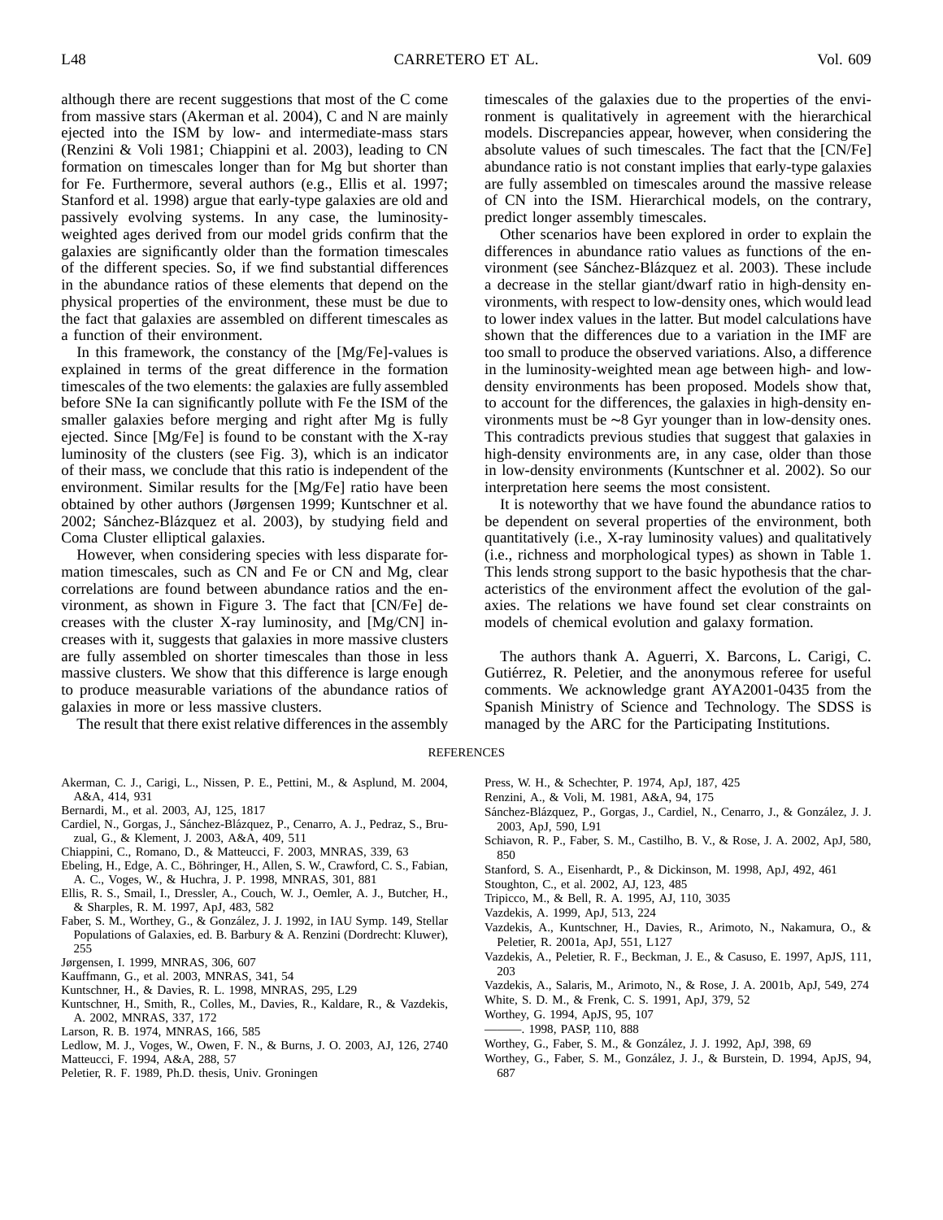although there are recent suggestions that most of the C come from massive stars (Akerman et al. 2004), C and N are mainly ejected into the ISM by low- and intermediate-mass stars (Renzini & Voli 1981; Chiappini et al. 2003), leading to CN formation on timescales longer than for Mg but shorter than for Fe. Furthermore, several authors (e.g., Ellis et al. 1997; Stanford et al. 1998) argue that early-type galaxies are old and passively evolving systems. In any case, the luminosity-weighted ages derived from our model grids confirm that the galaxies are significantly older than the formation timescales of the different species. So, if we find substantial differences in the abundance ratios of these elements that depend on the physical properties of the environment, these must be due to the fact that galaxies are assembled on different timescales as a function of their environment.

In this framework, the constancy of the [Mg/Fe]-values is explained in terms of the great difference in the formation timescales of the two elements: the galaxies are fully assembled before SNe Ia can significantly pollute with Fe the ISM of the smaller galaxies before merging and right after Mg is fully ejected. Since [Mg/Fe] is found to be constant with the X-ray luminosity of the clusters (see Fig. 3), which is an indicator of their mass, we conclude that this ratio is independent of the environment. Similar results for the [Mg/Fe] ratio have been obtained by other authors (Jørgensen 1999; Kuntschner et al. 2002; Sánchez-Blázquez et al. 2003), by studying field and Coma Cluster elliptical galaxies.

However, when considering species with less disparate formation timescales, such as CN and Fe or CN and Mg, clear correlations are found between abundance ratios and the environment, as shown in Figure 3. The fact that [CN/Fe] decreases with the cluster X-ray luminosity, and [Mg/CN] increases with it, suggests that galaxies in more massive clusters are fully assembled on shorter timescales than those in less massive clusters. We show that this difference is large enough to produce measurable variations of the abundance ratios of galaxies in more or less massive clusters.

The result that there exist relative differences in the assembly timescales of the galaxies due to the properties of the environment is qualitatively in agreement with the hierarchical models. Discrepancies appear, however, when considering the absolute values of such timescales. The fact that the [CN/Fe] abundance ratio is not constant implies that early-type galaxies are fully assembled on timescales around the massive release of CN into the ISM. Hierarchical models, on the contrary, predict longer assembly timescales.

Other scenarios have been explored in order to explain the differences in abundance ratio values as functions of the environment (see Sánchez-Blázquez et al. 2003). These include a decrease in the stellar giant/dwarf ratio in high-density environments, with respect to low-density ones, which would lead to lower index values in the latter. But model calculations have shown that the differences due to a variation in the IMF are too small to produce the observed variations. Also, a difference in the luminosity-weighted mean age between high- and low-density environments has been proposed. Models show that, to account for the differences, the galaxies in high-density environments must be ~8 Gyr younger than in low-density ones. This contradicts previous studies that suggest that galaxies in high-density environments are, in any case, older than those in low-density environments (Kuntschner et al. 2002). So our interpretation here seems the most consistent.

It is noteworthy that we have found the abundance ratios to be dependent on several properties of the environment, both quantitatively (i.e., X-ray luminosity values) and qualitatively (i.e., richness and morphological types) as shown in Table 1. This lends strong support to the basic hypothesis that the characteristics of the environment affect the evolution of the galaxies. The relations we have found set clear constraints on models of chemical evolution and galaxy formation.

The authors thank A. Aguerri, X. Barcons, L. Carigi, C. Gutiérrez, R. Peletier, and the anonymous referee for useful comments. We acknowledge grant AYA2001-0435 from the Spanish Ministry of Science and Technology. The SDSS is managed by the ARC for the Participating Institutions.

## REFERENCES

Akerman, C. J., Carigi, L., Nissen, P. E., Pettini, M., & Asplund, M. 2004, A&A, 414, 931
Bernardi, M., et al. 2003, AJ, 125, 1817
Cardiel, N., Gorgas, J., Sánchez-Blázquez, P., Cenarro, A. J., Pedraz, S., Bruzual, G., & Klement, J. 2003, A&A, 409, 511
Chiappini, C., Romano, D., & Matteucci, F. 2003, MNRAS, 339, 63
Ebeling, H., Edge, A. C., Böhringer, H., Allen, S. W., Crawford, C. S., Fabian, A. C., Voges, W., & Huchra, J. P. 1998, MNRAS, 301, 881
Ellis, R. S., Smail, I., Dressler, A., Couch, W. J., Oemler, A. J., Butcher, H., & Sharples, R. M. 1997, ApJ, 483, 582
Faber, S. M., Worthey, G., & González, J. J. 1992, in IAU Symp. 149, Stellar Populations of Galaxies, ed. B. Barbury & A. Renzini (Dordrecht: Kluwer), 255
Jørgensen, I. 1999, MNRAS, 306, 607
Kauffmann, G., et al. 2003, MNRAS, 341, 54
Kuntschner, H., & Davies, R. L. 1998, MNRAS, 295, L29
Kuntschner, H., Smith, R., Colles, M., Davies, R., Kaldare, R., & Vazdekis, A. 2002, MNRAS, 337, 172
Larson, R. B. 1974, MNRAS, 166, 585
Ledlow, M. J., Voges, W., Owen, F. N., & Burns, J. O. 2003, AJ, 126, 2740
Matteucci, F. 1994, A&A, 288, 57
Peletier, R. F. 1989, Ph.D. thesis, Univ. Groningen
Press, W. H., & Schechter, P. 1974, ApJ, 187, 425
Renzini, A., & Voli, M. 1981, A&A, 94, 175
Sánchez-Blázquez, P., Gorgas, J., Cardiel, N., Cenarro, J., & González, J. J. 2003, ApJ, 590, L91
Schiavon, R. P., Faber, S. M., Castilho, B. V., & Rose, J. A. 2002, ApJ, 580, 850
Stanford, S. A., Eisenhardt, P., & Dickinson, M. 1998, ApJ, 492, 461
Stoughton, C., et al. 2002, AJ, 123, 485
Tripicco, M., & Bell, R. A. 1995, AJ, 110, 3035
Vazdekis, A. 1999, ApJ, 513, 224
Vazdekis, A., Kuntschner, H., Davies, R., Arimoto, N., Nakamura, O., & Peletier, R. 2001a, ApJ, 551, L127
Vazdekis, A., Peletier, R. F., Beckman, J. E., & Casuso, E. 1997, ApJS, 111, 203
Vazdekis, A., Salaris, M., Arimoto, N., & Rose, J. A. 2001b, ApJ, 549, 274
White, S. D. M., & Frenk, C. S. 1991, ApJ, 379, 52
Worthey, G. 1994, ApJS, 95, 107
———. 1998, PASP, 110, 888
Worthey, G., Faber, S. M., & González, J. J. 1992, ApJ, 398, 69
Worthey, G., Faber, S. M., González, J. J., & Burstein, D. 1994, ApJS, 94, 687